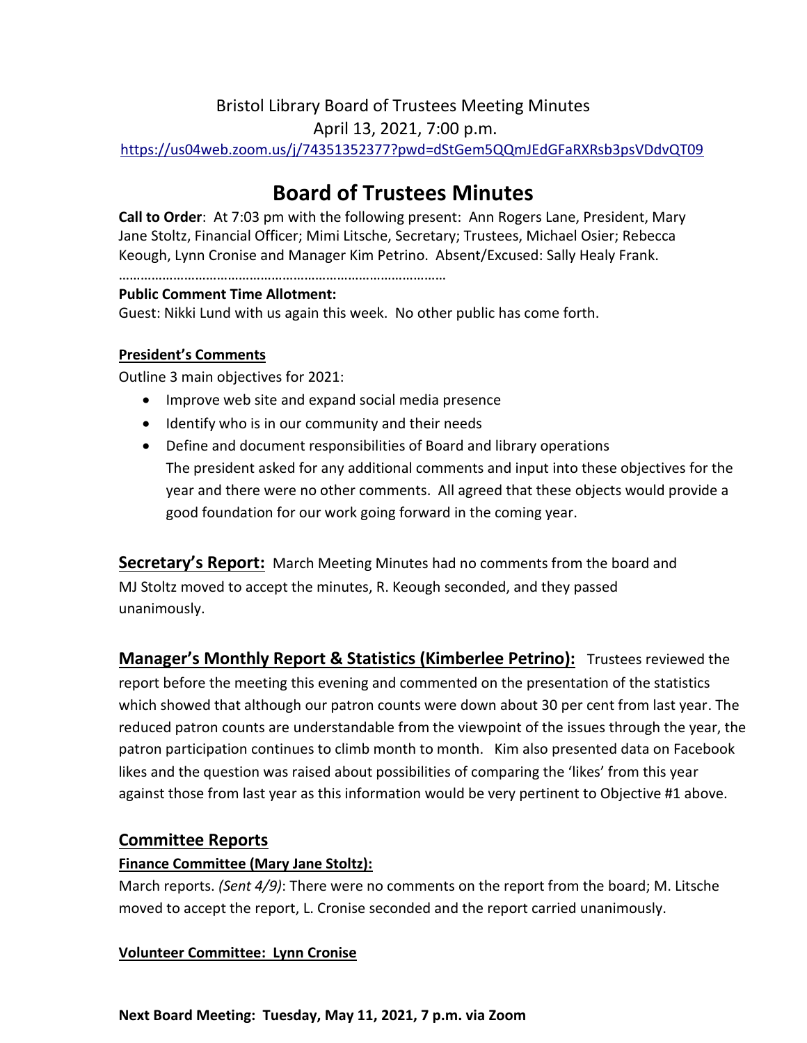Bristol Library Board of Trustees Meeting Minutes

April 13, 2021, 7:00 p.m.

https://us04web.zoom.us/j/74351352377?pwd=dStGem5QQmJEdGFaRXRsb3psVDdvQT09

# Board of Trustees Minutes

**Call to Order**: At 7:03 pm with the following present: Ann Rogers Lane, President, Mary Jane Stoltz, Financial Officer; Mimi Litsche, Secretary; Trustees, Michael Osier; Rebecca Keough, Lynn Cronise and Manager Kim Petrino. Absent/Excused: Sally Healy Frank.

………………………………………………………………………………

**Public Comment Time Allotment:**

Guest: Nikki Lund with us again this week. No other public has come forth.

### President's Comments

Outline 3 main objectives for 2021:

- Improve web site and expand social media presence
- Identify who is in our community and their needs
- Define and document responsibilities of Board and library operations

  The president asked for any additional comments and input into these objectives for the year and there were no other comments. All agreed that these objects would provide a good foundation for our work going forward in the coming year.

**Secretary's Report:** March Meeting Minutes had no comments from the board and MJ Stoltz moved to accept the minutes, R. Keough seconded, and they passed unanimously.

**Manager's Monthly Report & Statistics (Kimberlee Petrino):** Trustees reviewed the report before the meeting this evening and commented on the presentation of the statistics which showed that although our patron counts were down about 30 per cent from last year. The reduced patron counts are understandable from the viewpoint of the issues through the year, the patron participation continues to climb month to month. Kim also presented data on Facebook likes and the question was raised about possibilities of comparing the 'likes' from this year against those from last year as this information would be very pertinent to Objective #1 above.

## Committee Reports

### Finance Committee (Mary Jane Stoltz):

March reports. *(Sent 4/9)*: There were no comments on the report from the board; M. Litsche moved to accept the report, L. Cronise seconded and the report carried unanimously.

### Volunteer Committee: Lynn Cronise

**Next Board Meeting: Tuesday, May 11, 2021, 7 p.m. via Zoom**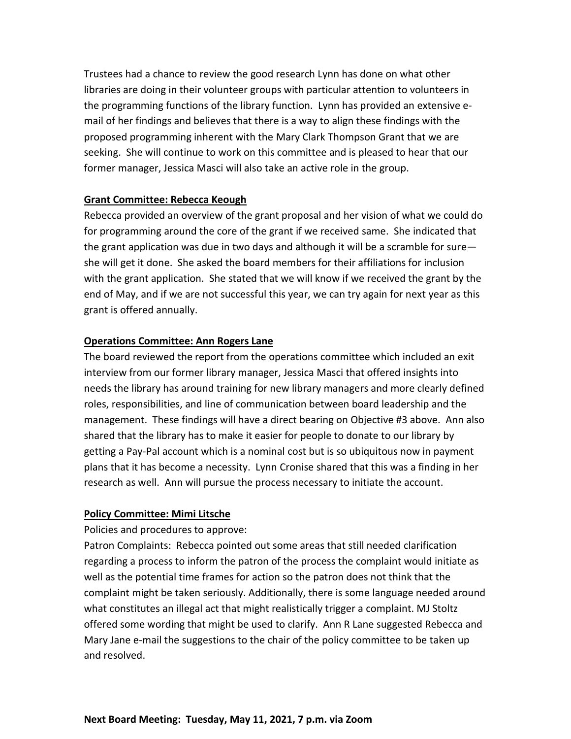Trustees had a chance to review the good research Lynn has done on what other libraries are doing in their volunteer groups with particular attention to volunteers in the programming functions of the library function. Lynn has provided an extensive e-mail of her findings and believes that there is a way to align these findings with the proposed programming inherent with the Mary Clark Thompson Grant that we are seeking. She will continue to work on this committee and is pleased to hear that our former manager, Jessica Masci will also take an active role in the group.

**Grant Committee: Rebecca Keough**

Rebecca provided an overview of the grant proposal and her vision of what we could do for programming around the core of the grant if we received same. She indicated that the grant application was due in two days and although it will be a scramble for sure—she will get it done. She asked the board members for their affiliations for inclusion with the grant application. She stated that we will know if we received the grant by the end of May, and if we are not successful this year, we can try again for next year as this grant is offered annually.

**Operations Committee: Ann Rogers Lane**

The board reviewed the report from the operations committee which included an exit interview from our former library manager, Jessica Masci that offered insights into needs the library has around training for new library managers and more clearly defined roles, responsibilities, and line of communication between board leadership and the management. These findings will have a direct bearing on Objective #3 above. Ann also shared that the library has to make it easier for people to donate to our library by getting a Pay-Pal account which is a nominal cost but is so ubiquitous now in payment plans that it has become a necessity. Lynn Cronise shared that this was a finding in her research as well. Ann will pursue the process necessary to initiate the account.

**Policy Committee: Mimi Litsche**

Policies and procedures to approve:

Patron Complaints: Rebecca pointed out some areas that still needed clarification regarding a process to inform the patron of the process the complaint would initiate as well as the potential time frames for action so the patron does not think that the complaint might be taken seriously. Additionally, there is some language needed around what constitutes an illegal act that might realistically trigger a complaint. MJ Stoltz offered some wording that might be used to clarify. Ann R Lane suggested Rebecca and Mary Jane e-mail the suggestions to the chair of the policy committee to be taken up and resolved.

**Next Board Meeting: Tuesday, May 11, 2021, 7 p.m. via Zoom**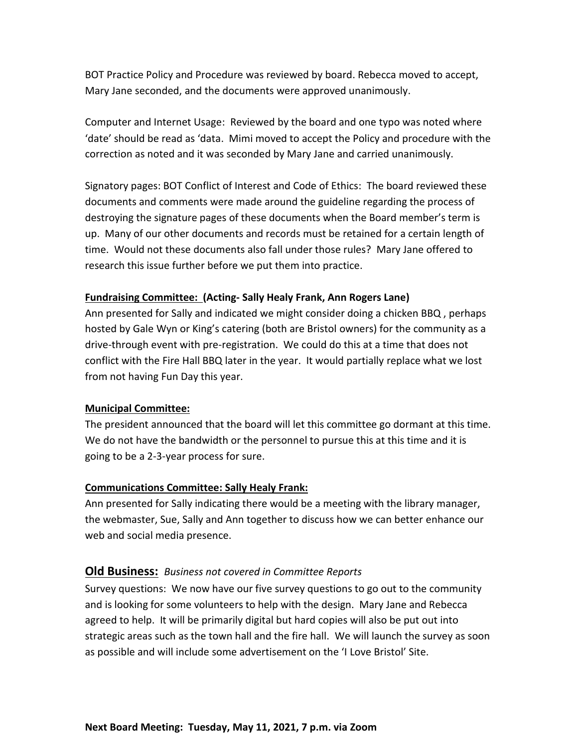BOT Practice Policy and Procedure was reviewed by board. Rebecca moved to accept, Mary Jane seconded, and the documents were approved unanimously.

Computer and Internet Usage: Reviewed by the board and one typo was noted where 'date' should be read as 'data. Mimi moved to accept the Policy and procedure with the correction as noted and it was seconded by Mary Jane and carried unanimously.

Signatory pages: BOT Conflict of Interest and Code of Ethics: The board reviewed these documents and comments were made around the guideline regarding the process of destroying the signature pages of these documents when the Board member's term is up. Many of our other documents and records must be retained for a certain length of time. Would not these documents also fall under those rules? Mary Jane offered to research this issue further before we put them into practice.

**Fundraising Committee: (Acting- Sally Healy Frank, Ann Rogers Lane)**

Ann presented for Sally and indicated we might consider doing a chicken BBQ , perhaps hosted by Gale Wyn or King's catering (both are Bristol owners) for the community as a drive-through event with pre-registration. We could do this at a time that does not conflict with the Fire Hall BBQ later in the year. It would partially replace what we lost from not having Fun Day this year.

**Municipal Committee:**

The president announced that the board will let this committee go dormant at this time. We do not have the bandwidth or the personnel to pursue this at this time and it is going to be a 2-3-year process for sure.

**Communications Committee: Sally Healy Frank:**

Ann presented for Sally indicating there would be a meeting with the library manager, the webmaster, Sue, Sally and Ann together to discuss how we can better enhance our web and social media presence.

## Old Business: *Business not covered in Committee Reports*

Survey questions: We now have our five survey questions to go out to the community and is looking for some volunteers to help with the design. Mary Jane and Rebecca agreed to help. It will be primarily digital but hard copies will also be put out into strategic areas such as the town hall and the fire hall. We will launch the survey as soon as possible and will include some advertisement on the 'I Love Bristol' Site.

**Next Board Meeting: Tuesday, May 11, 2021, 7 p.m. via Zoom**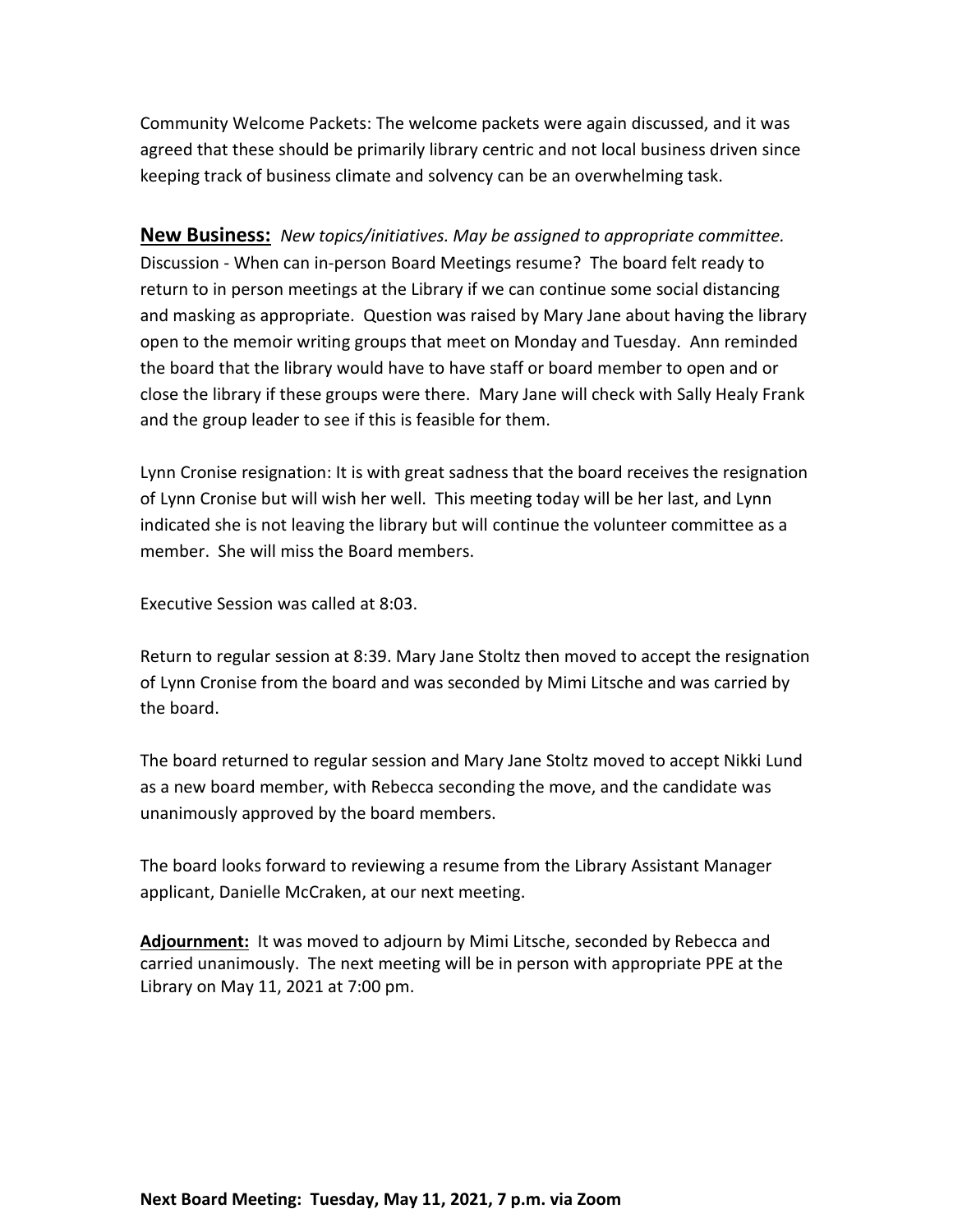Community Welcome Packets: The welcome packets were again discussed, and it was agreed that these should be primarily library centric and not local business driven since keeping track of business climate and solvency can be an overwhelming task.

**New Business:** *New topics/initiatives. May be assigned to appropriate committee.*
Discussion - When can in-person Board Meetings resume? The board felt ready to return to in person meetings at the Library if we can continue some social distancing and masking as appropriate. Question was raised by Mary Jane about having the library open to the memoir writing groups that meet on Monday and Tuesday. Ann reminded the board that the library would have to have staff or board member to open and or close the library if these groups were there. Mary Jane will check with Sally Healy Frank and the group leader to see if this is feasible for them.

Lynn Cronise resignation: It is with great sadness that the board receives the resignation of Lynn Cronise but will wish her well. This meeting today will be her last, and Lynn indicated she is not leaving the library but will continue the volunteer committee as a member. She will miss the Board members.

Executive Session was called at 8:03.

Return to regular session at 8:39. Mary Jane Stoltz then moved to accept the resignation of Lynn Cronise from the board and was seconded by Mimi Litsche and was carried by the board.

The board returned to regular session and Mary Jane Stoltz moved to accept Nikki Lund as a new board member, with Rebecca seconding the move, and the candidate was unanimously approved by the board members.

The board looks forward to reviewing a resume from the Library Assistant Manager applicant, Danielle McCraken, at our next meeting.

**Adjournment:** It was moved to adjourn by Mimi Litsche, seconded by Rebecca and carried unanimously. The next meeting will be in person with appropriate PPE at the Library on May 11, 2021 at 7:00 pm.

**Next Board Meeting: Tuesday, May 11, 2021, 7 p.m. via Zoom**